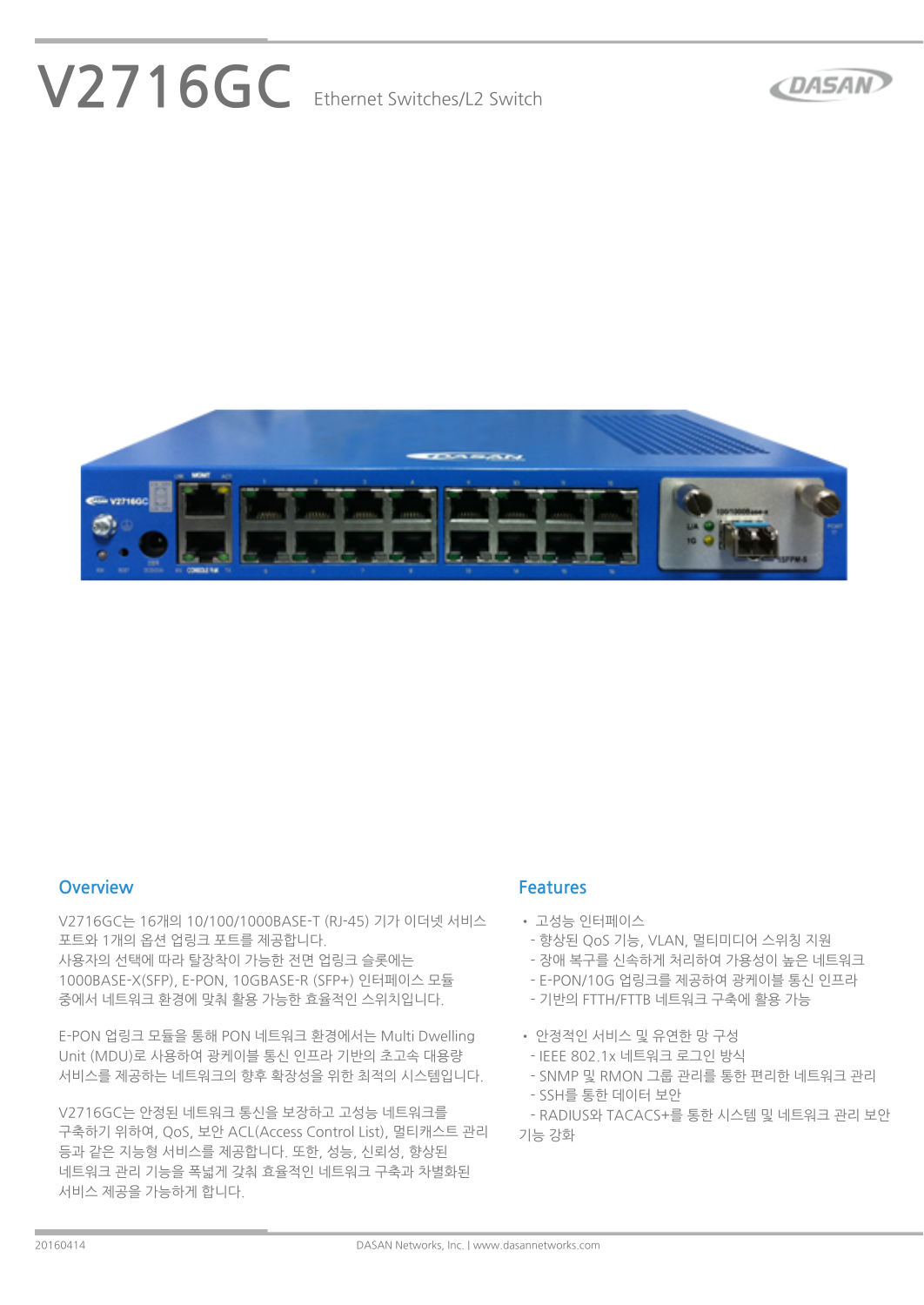# V2716GC Ethernet Switches/L2 Switch

## Overview

V2716GC는 16개의 10/100/1000BASE-T (RJ-45) 기가 이더넷 서비스 포트와 1개의 옵션 업링크 포트를 제공합니다.
사용자의 선택에 따라 탈장착이 가능한 전면 업링크 슬롯에는 1000BASE-X(SFP), E-PON, 10GBASE-R (SFP+) 인터페이스 모듈 중에서 네트워크 환경에 맞춰 활용 가능한 효율적인 스위치입니다.

E-PON 업링크 모듈을 통해 PON 네트워크 환경에서는 Multi Dwelling Unit (MDU)로 사용하여 광케이블 통신 인프라 기반의 초고속 대용량 서비스를 제공하는 네트워크의 향후 확장성을 위한 최적의 시스템입니다.

V2716GC는 안정된 네트워크 통신을 보장하고 고성능 네트워크를 구축하기 위하여, QoS, 보안 ACL(Access Control List), 멀티캐스트 관리 등과 같은 지능형 서비스를 제공합니다. 또한, 성능, 신뢰성, 향상된 네트워크 관리 기능을 폭넓게 갖춰 효율적인 네트워크 구축과 차별화된 서비스 제공을 가능하게 합니다.

## Features

- 고성능 인터페이스
  - 향상된 QoS 기능, VLAN, 멀티미디어 스위칭 지원
  - 장애 복구를 신속하게 처리하여 가용성이 높은 네트워크
  - E-PON/10G 업링크를 제공하여 광케이블 통신 인프라
  - 기반의 FTTH/FTTB 네트워크 구축에 활용 가능
- 안정적인 서비스 및 유연한 망 구성
  - IEEE 802.1x 네트워크 로그인 방식
  - SNMP 및 RMON 그룹 관리를 통한 편리한 네트워크 관리
  - SSH를 통한 데이터 보안
  - RADIUS와 TACACS+를 통한 시스템 및 네트워크 관리 보안 기능 강화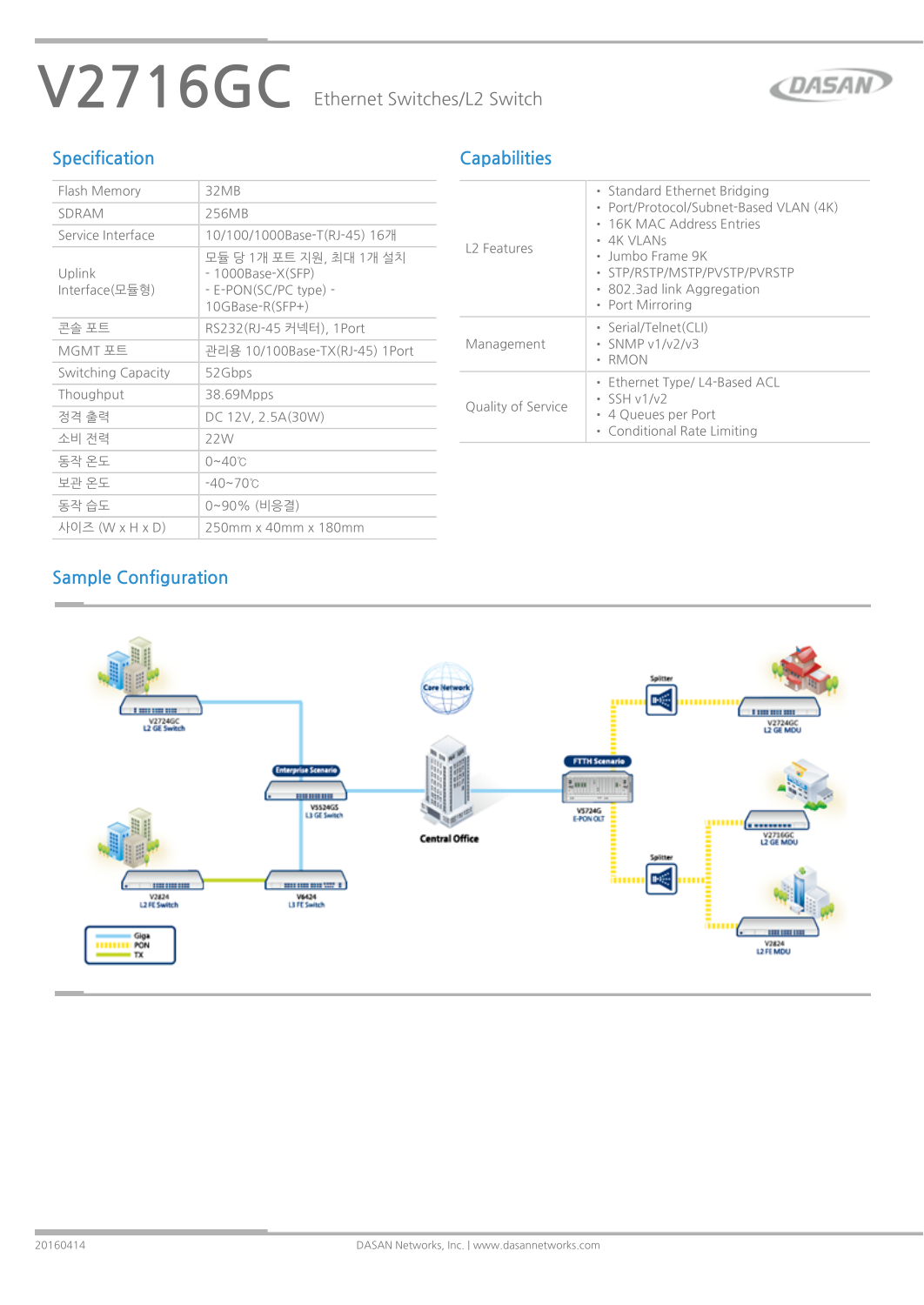# V2716GC Ethernet Switches/L2 Switch

## Specification

| | |
|---|---|
| Flash Memory | 32MB |
| SDRAM | 256MB |
| Service Interface | 10/100/1000Base-T(RJ-45) 16개 |
| Uplink Interface(모듈형) | 모듈 당 1개 포트 지원, 최대 1개 설치<br>- 1000Base-X(SFP)<br>- E-PON(SC/PC type) -<br>10GBase-R(SFP+) |
| 콘솔 포트 | RS232(RJ-45 커넥터), 1Port |
| MGMT 포트 | 관리용 10/100Base-TX(RJ-45) 1Port |
| Switching Capacity | 52Gbps |
| Thoughput | 38.69Mpps |
| 정격 출력 | DC 12V, 2.5A(30W) |
| 소비 전력 | 22W |
| 동작 온도 | 0~40℃ |
| 보관 온도 | -40~70℃ |
| 동작 습도 | 0~90% (비응결) |
| 사이즈 (W x H x D) | 250mm x 40mm x 180mm |

## Capabilities

| | |
|---|---|
| L2 Features | • Standard Ethernet Bridging<br>• Port/Protocol/Subnet-Based VLAN (4K)<br>• 16K MAC Address Entries<br>• 4K VLANs<br>• Jumbo Frame 9K<br>• STP/RSTP/MSTP/PVSTP/PVRSTP<br>• 802.3ad link Aggregation<br>• Port Mirroring |
| Management | • Serial/Telnet(CLI)<br>• SNMP v1/v2/v3<br>• RMON |
| Quality of Service | • Ethernet Type/ L4-Based ACL<br>• SSH v1/v2<br>• 4 Queues per Port<br>• Conditional Rate Limiting |

## Sample Configuration

V2724GC L2 GE Switch
Enterprise Scenario
V5524GS L3 GE Switch
V2824 L2 FE Switch
V6424 L3 FE Switch
Core Network
Central Office
FTTH Scenario
V5724G E-PON OLT
Splitter
V2724GC L2 GE MDU
V2716GC L2 GE MDU
Splitter
V2824 L2 FE MDU
Giga
PON
TX

20160414
DASAN Networks, Inc. | www.dasannetworks.com